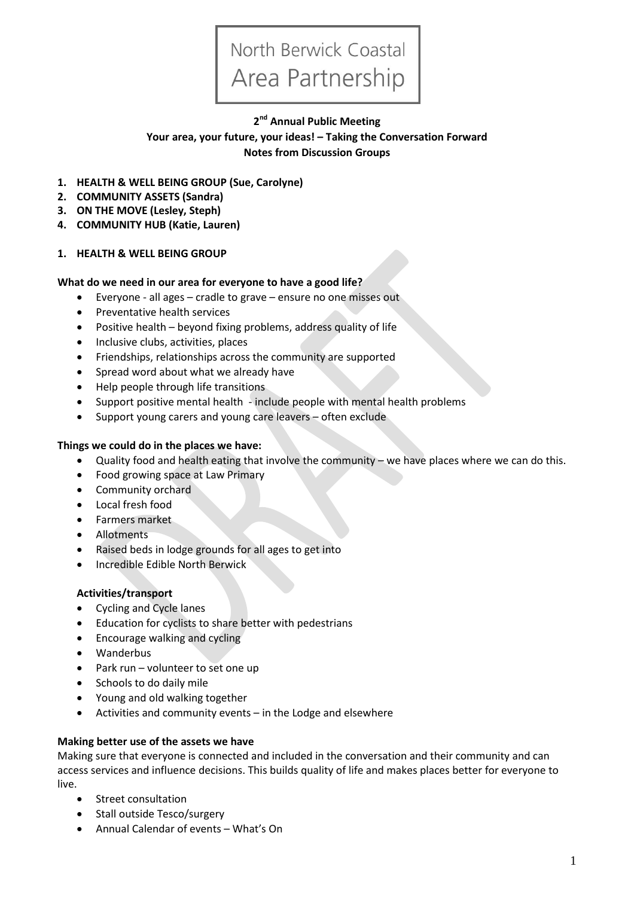North Berwick Coastal
Area Partnership

**2nd Annual Public Meeting**
**Your area, your future, your ideas! – Taking the Conversation Forward**
**Notes from Discussion Groups**

1. **HEALTH & WELL BEING GROUP (Sue, Carolyne)**
2. **COMMUNITY ASSETS (Sandra)**
3. **ON THE MOVE (Lesley, Steph)**
4. **COMMUNITY HUB (Katie, Lauren)**

## 1. HEALTH & WELL BEING GROUP

**What do we need in our area for everyone to have a good life?**

- Everyone - all ages – cradle to grave – ensure no one misses out
- Preventative health services
- Positive health – beyond fixing problems, address quality of life
- Inclusive clubs, activities, places
- Friendships, relationships across the community are supported
- Spread word about what we already have
- Help people through life transitions
- Support positive mental health - include people with mental health problems
- Support young carers and young care leavers – often exclude

**Things we could do in the places we have:**

- Quality food and health eating that involve the community – we have places where we can do this.
- Food growing space at Law Primary
- Community orchard
- Local fresh food
- Farmers market
- Allotments
- Raised beds in lodge grounds for all ages to get into
- Incredible Edible North Berwick

**Activities/transport**

- Cycling and Cycle lanes
- Education for cyclists to share better with pedestrians
- Encourage walking and cycling
- Wanderbus
- Park run – volunteer to set one up
- Schools to do daily mile
- Young and old walking together
- Activities and community events – in the Lodge and elsewhere

**Making better use of the assets we have**

Making sure that everyone is connected and included in the conversation and their community and can access services and influence decisions. This builds quality of life and makes places better for everyone to live.

- Street consultation
- Stall outside Tesco/surgery
- Annual Calendar of events – What's On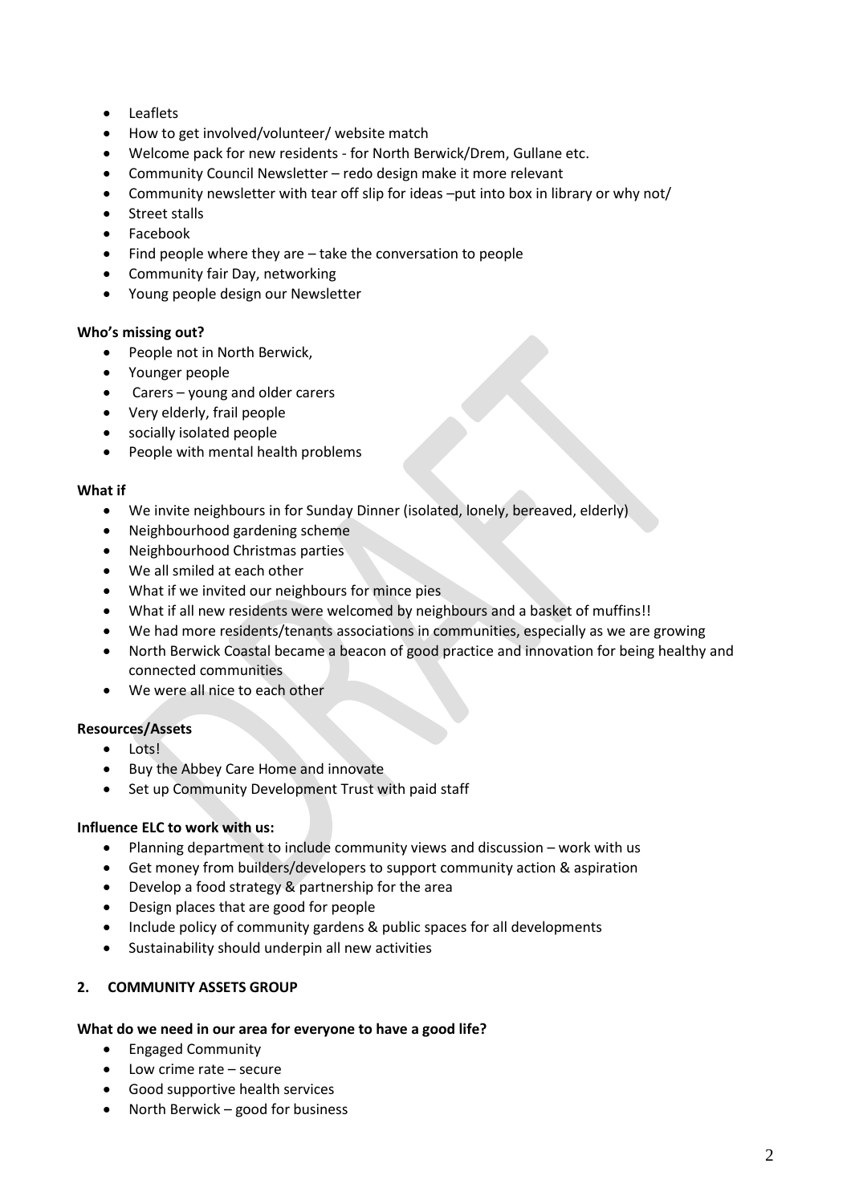- Leaflets
- How to get involved/volunteer/ website match
- Welcome pack for new residents - for North Berwick/Drem, Gullane etc.
- Community Council Newsletter – redo design make it more relevant
- Community newsletter with tear off slip for ideas –put into box in library or why not/
- Street stalls
- Facebook
- Find people where they are – take the conversation to people
- Community fair Day, networking
- Young people design our Newsletter

**Who's missing out?**

- People not in North Berwick,
- Younger people
- Carers – young and older carers
- Very elderly, frail people
- socially isolated people
- People with mental health problems

**What if**

- We invite neighbours in for Sunday Dinner (isolated, lonely, bereaved, elderly)
- Neighbourhood gardening scheme
- Neighbourhood Christmas parties
- We all smiled at each other
- What if we invited our neighbours for mince pies
- What if all new residents were welcomed by neighbours and a basket of muffins!!
- We had more residents/tenants associations in communities, especially as we are growing
- North Berwick Coastal became a beacon of good practice and innovation for being healthy and connected communities
- We were all nice to each other

**Resources/Assets**

- Lots!
- Buy the Abbey Care Home and innovate
- Set up Community Development Trust with paid staff

**Influence ELC to work with us:**

- Planning department to include community views and discussion – work with us
- Get money from builders/developers to support community action & aspiration
- Develop a food strategy & partnership for the area
- Design places that are good for people
- Include policy of community gardens & public spaces for all developments
- Sustainability should underpin all new activities

## 2. COMMUNITY ASSETS GROUP

**What do we need in our area for everyone to have a good life?**

- Engaged Community
- Low crime rate – secure
- Good supportive health services
- North Berwick – good for business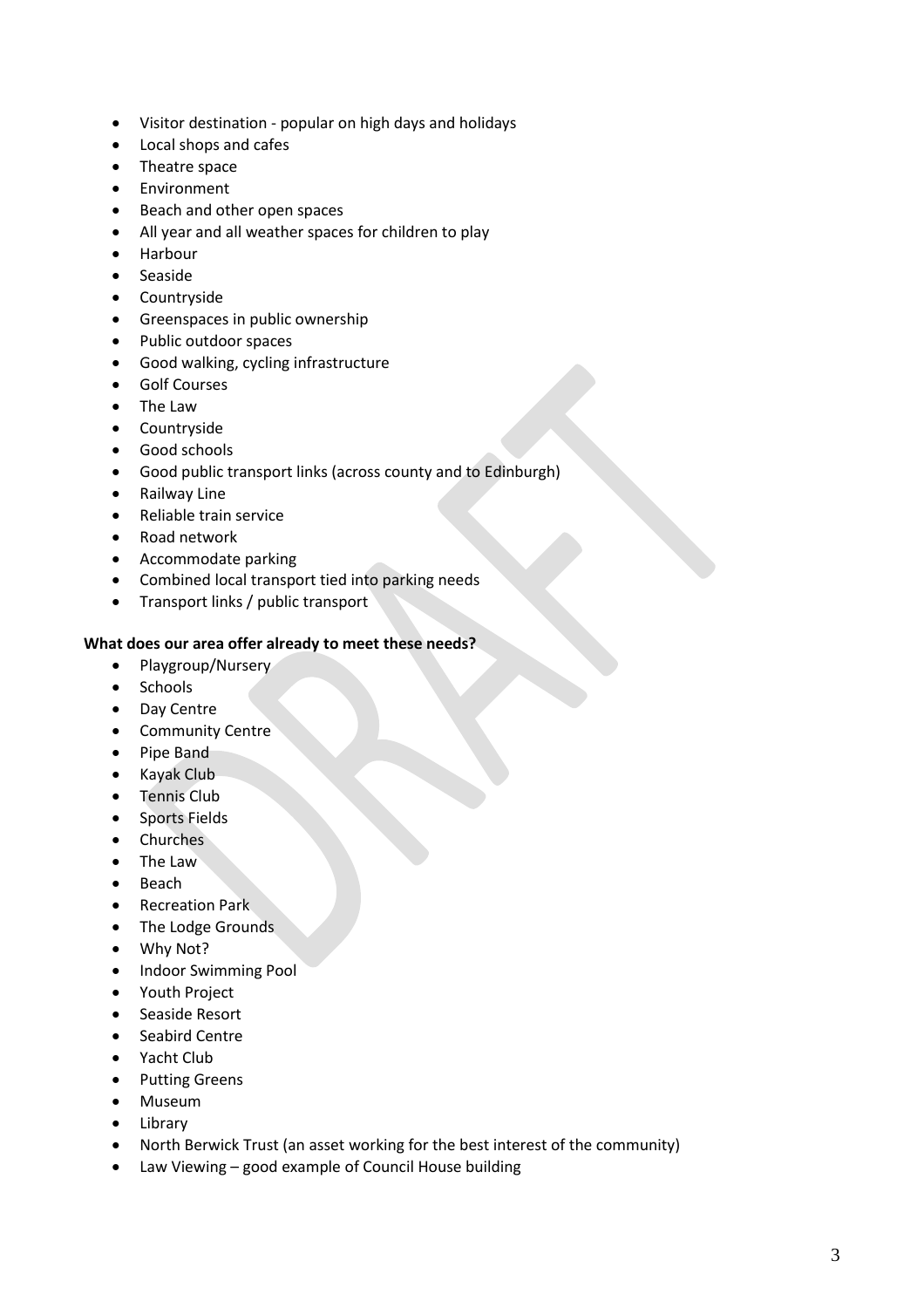- Visitor destination - popular on high days and holidays
- Local shops and cafes
- Theatre space
- Environment
- Beach and other open spaces
- All year and all weather spaces for children to play
- Harbour
- Seaside
- Countryside
- Greenspaces in public ownership
- Public outdoor spaces
- Good walking, cycling infrastructure
- Golf Courses
- The Law
- Countryside
- Good schools
- Good public transport links (across county and to Edinburgh)
- Railway Line
- Reliable train service
- Road network
- Accommodate parking
- Combined local transport tied into parking needs
- Transport links / public transport

**What does our area offer already to meet these needs?**

- Playgroup/Nursery
- Schools
- Day Centre
- Community Centre
- Pipe Band
- Kayak Club
- Tennis Club
- Sports Fields
- Churches
- The Law
- Beach
- Recreation Park
- The Lodge Grounds
- Why Not?
- Indoor Swimming Pool
- Youth Project
- Seaside Resort
- Seabird Centre
- Yacht Club
- Putting Greens
- Museum
- Library
- North Berwick Trust (an asset working for the best interest of the community)
- Law Viewing – good example of Council House building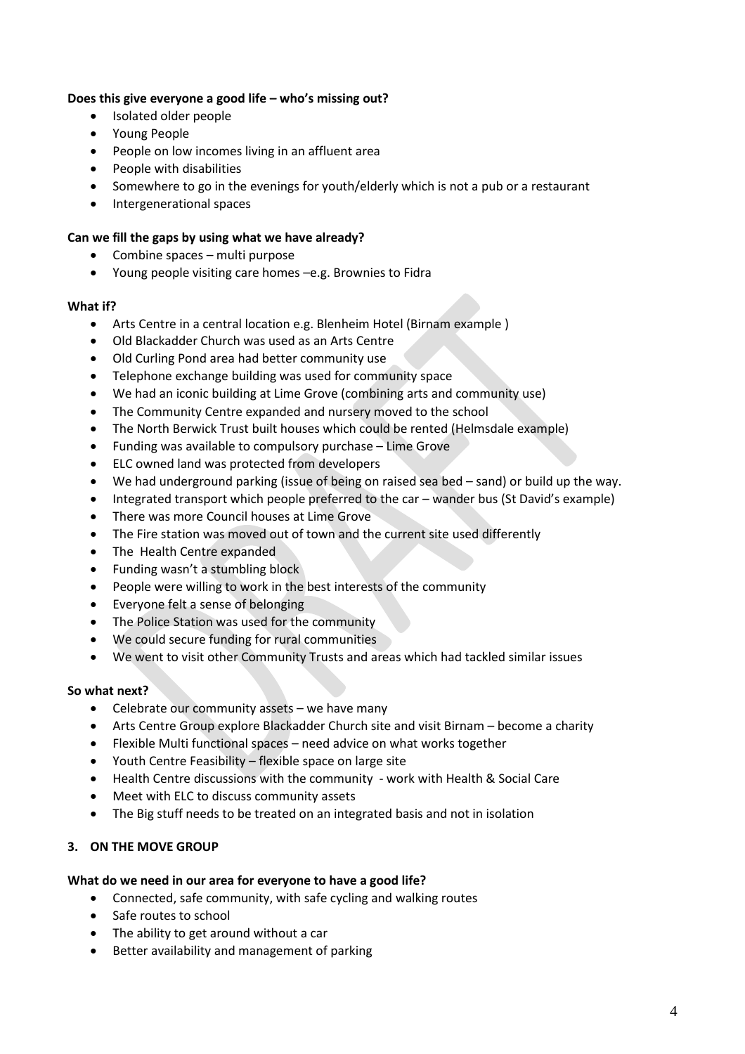**Does this give everyone a good life – who's missing out?**

- Isolated older people
- Young People
- People on low incomes living in an affluent area
- People with disabilities
- Somewhere to go in the evenings for youth/elderly which is not a pub or a restaurant
- Intergenerational spaces

**Can we fill the gaps by using what we have already?**

- Combine spaces – multi purpose
- Young people visiting care homes –e.g. Brownies to Fidra

**What if?**

- Arts Centre in a central location e.g. Blenheim Hotel (Birnam example )
- Old Blackadder Church was used as an Arts Centre
- Old Curling Pond area had better community use
- Telephone exchange building was used for community space
- We had an iconic building at Lime Grove (combining arts and community use)
- The Community Centre expanded and nursery moved to the school
- The North Berwick Trust built houses which could be rented (Helmsdale example)
- Funding was available to compulsory purchase – Lime Grove
- ELC owned land was protected from developers
- We had underground parking (issue of being on raised sea bed – sand) or build up the way.
- Integrated transport which people preferred to the car – wander bus (St David's example)
- There was more Council houses at Lime Grove
- The Fire station was moved out of town and the current site used differently
- The Health Centre expanded
- Funding wasn't a stumbling block
- People were willing to work in the best interests of the community
- Everyone felt a sense of belonging
- The Police Station was used for the community
- We could secure funding for rural communities
- We went to visit other Community Trusts and areas which had tackled similar issues

**So what next?**

- Celebrate our community assets – we have many
- Arts Centre Group explore Blackadder Church site and visit Birnam – become a charity
- Flexible Multi functional spaces – need advice on what works together
- Youth Centre Feasibility – flexible space on large site
- Health Centre discussions with the community - work with Health & Social Care
- Meet with ELC to discuss community assets
- The Big stuff needs to be treated on an integrated basis and not in isolation

## 3. ON THE MOVE GROUP

**What do we need in our area for everyone to have a good life?**

- Connected, safe community, with safe cycling and walking routes
- Safe routes to school
- The ability to get around without a car
- Better availability and management of parking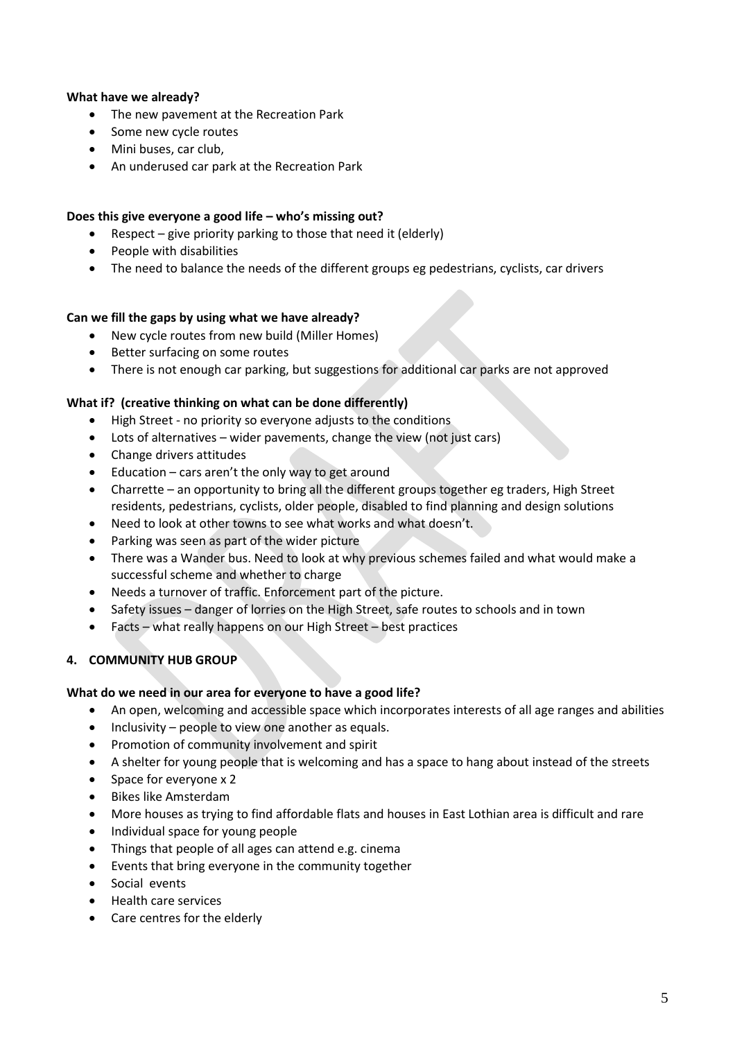**What have we already?**

- The new pavement at the Recreation Park
- Some new cycle routes
- Mini buses, car club,
- An underused car park at the Recreation Park

**Does this give everyone a good life – who's missing out?**

- Respect – give priority parking to those that need it (elderly)
- People with disabilities
- The need to balance the needs of the different groups eg pedestrians, cyclists, car drivers

**Can we fill the gaps by using what we have already?**

- New cycle routes from new build (Miller Homes)
- Better surfacing on some routes
- There is not enough car parking, but suggestions for additional car parks are not approved

**What if? (creative thinking on what can be done differently)**

- High Street - no priority so everyone adjusts to the conditions
- Lots of alternatives – wider pavements, change the view (not just cars)
- Change drivers attitudes
- Education – cars aren't the only way to get around
- Charrette – an opportunity to bring all the different groups together eg traders, High Street residents, pedestrians, cyclists, older people, disabled to find planning and design solutions
- Need to look at other towns to see what works and what doesn't.
- Parking was seen as part of the wider picture
- There was a Wander bus. Need to look at why previous schemes failed and what would make a successful scheme and whether to charge
- Needs a turnover of traffic. Enforcement part of the picture.
- Safety issues – danger of lorries on the High Street, safe routes to schools and in town
- Facts – what really happens on our High Street – best practices

**4. COMMUNITY HUB GROUP**

**What do we need in our area for everyone to have a good life?**

- An open, welcoming and accessible space which incorporates interests of all age ranges and abilities
- Inclusivity – people to view one another as equals.
- Promotion of community involvement and spirit
- A shelter for young people that is welcoming and has a space to hang about instead of the streets
- Space for everyone x 2
- Bikes like Amsterdam
- More houses as trying to find affordable flats and houses in East Lothian area is difficult and rare
- Individual space for young people
- Things that people of all ages can attend e.g. cinema
- Events that bring everyone in the community together
- Social events
- Health care services
- Care centres for the elderly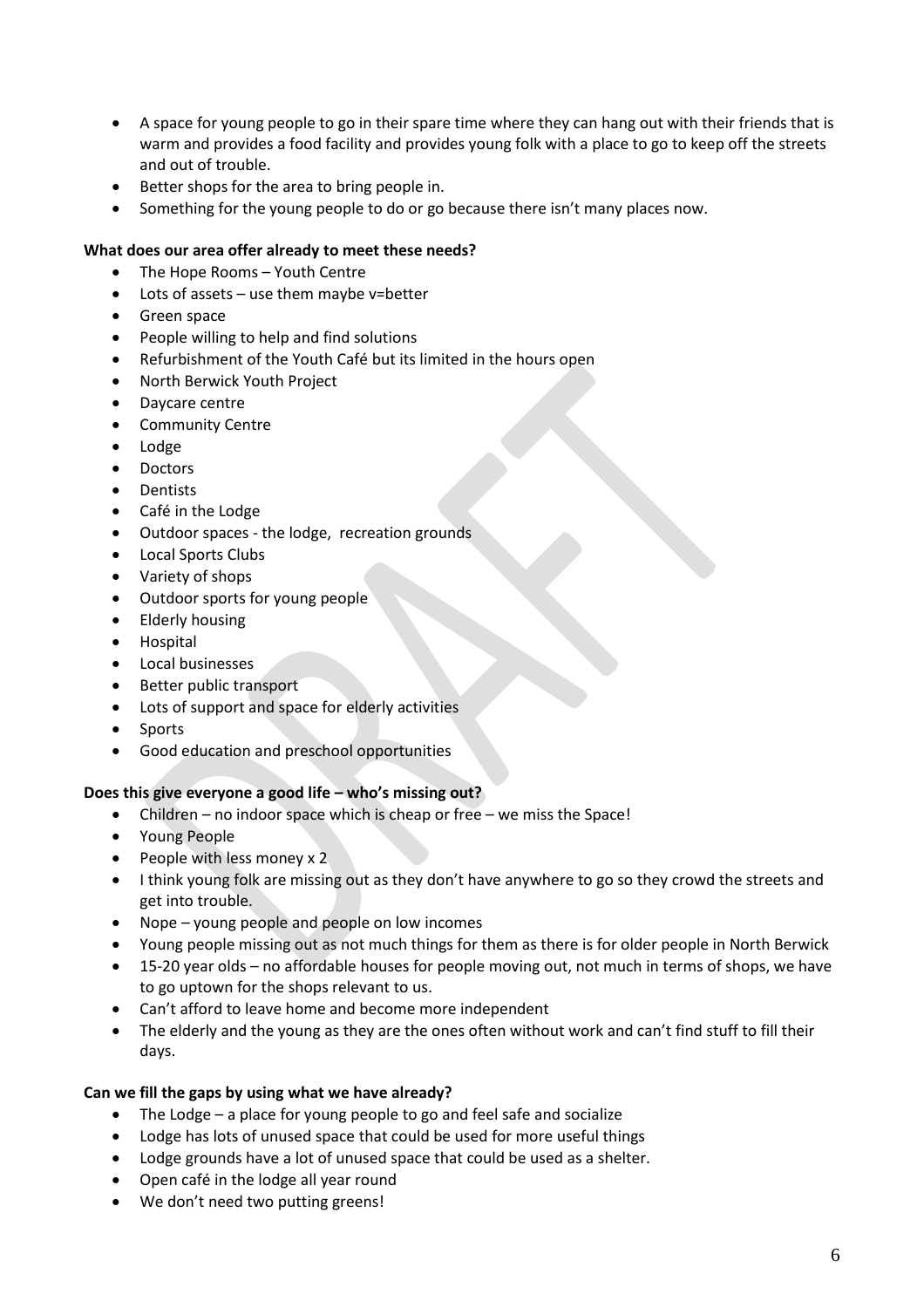- A space for young people to go in their spare time where they can hang out with their friends that is warm and provides a food facility and provides young folk with a place to go to keep off the streets and out of trouble.
- Better shops for the area to bring people in.
- Something for the young people to do or go because there isn't many places now.

**What does our area offer already to meet these needs?**

- The Hope Rooms – Youth Centre
- Lots of assets – use them maybe v=better
- Green space
- People willing to help and find solutions
- Refurbishment of the Youth Café but its limited in the hours open
- North Berwick Youth Project
- Daycare centre
- Community Centre
- Lodge
- Doctors
- Dentists
- Café in the Lodge
- Outdoor spaces - the lodge, recreation grounds
- Local Sports Clubs
- Variety of shops
- Outdoor sports for young people
- Elderly housing
- Hospital
- Local businesses
- Better public transport
- Lots of support and space for elderly activities
- Sports
- Good education and preschool opportunities

**Does this give everyone a good life – who's missing out?**

- Children – no indoor space which is cheap or free – we miss the Space!
- Young People
- People with less money x 2
- I think young folk are missing out as they don't have anywhere to go so they crowd the streets and get into trouble.
- Nope – young people and people on low incomes
- Young people missing out as not much things for them as there is for older people in North Berwick
- 15-20 year olds – no affordable houses for people moving out, not much in terms of shops, we have to go uptown for the shops relevant to us.
- Can't afford to leave home and become more independent
- The elderly and the young as they are the ones often without work and can't find stuff to fill their days.

**Can we fill the gaps by using what we have already?**

- The Lodge – a place for young people to go and feel safe and socialize
- Lodge has lots of unused space that could be used for more useful things
- Lodge grounds have a lot of unused space that could be used as a shelter.
- Open café in the lodge all year round
- We don't need two putting greens!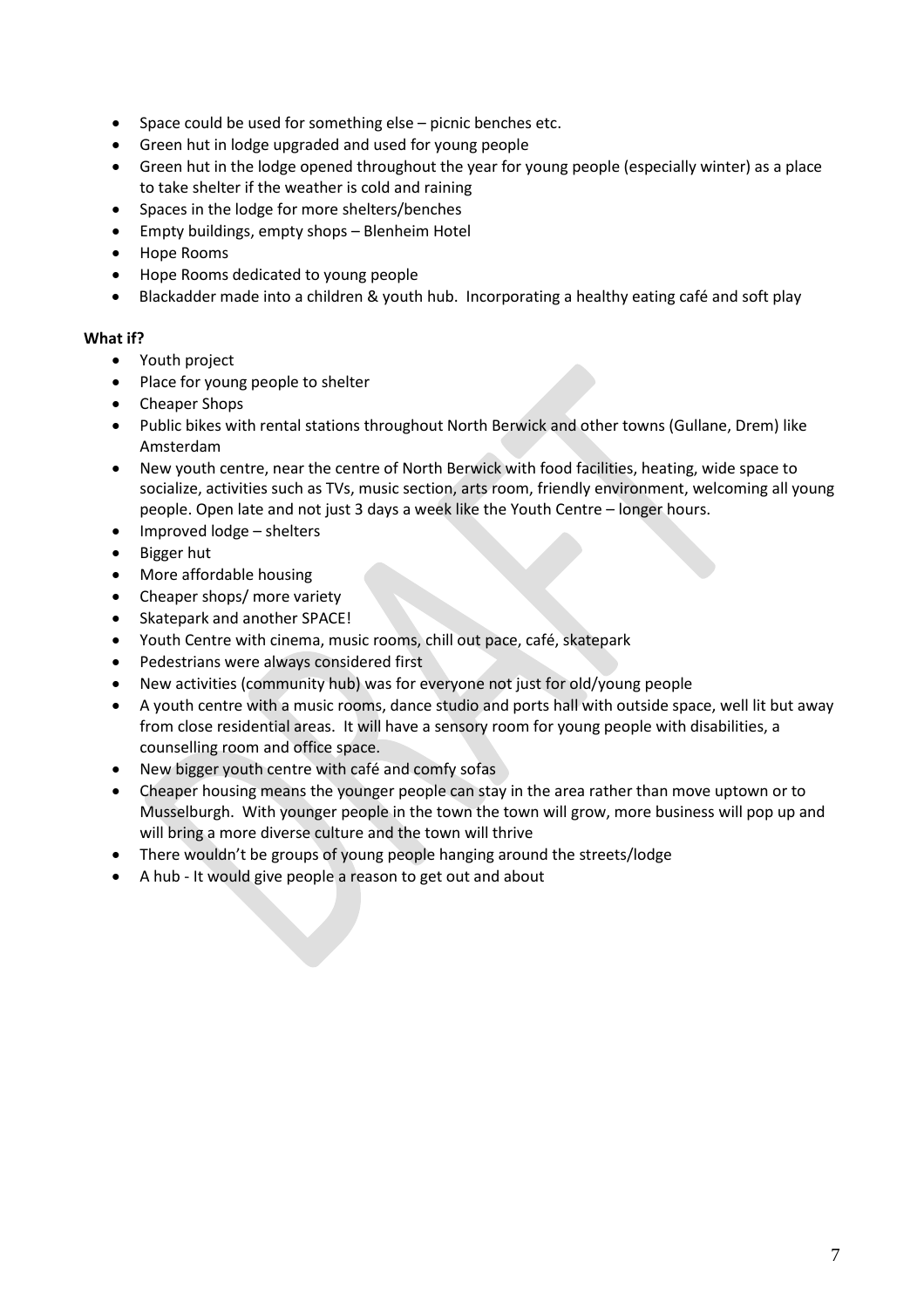- Space could be used for something else – picnic benches etc.
- Green hut in lodge upgraded and used for young people
- Green hut in the lodge opened throughout the year for young people (especially winter) as a place to take shelter if the weather is cold and raining
- Spaces in the lodge for more shelters/benches
- Empty buildings, empty shops – Blenheim Hotel
- Hope Rooms
- Hope Rooms dedicated to young people
- Blackadder made into a children & youth hub. Incorporating a healthy eating café and soft play

**What if?**

- Youth project
- Place for young people to shelter
- Cheaper Shops
- Public bikes with rental stations throughout North Berwick and other towns (Gullane, Drem) like Amsterdam
- New youth centre, near the centre of North Berwick with food facilities, heating, wide space to socialize, activities such as TVs, music section, arts room, friendly environment, welcoming all young people. Open late and not just 3 days a week like the Youth Centre – longer hours.
- Improved lodge – shelters
- Bigger hut
- More affordable housing
- Cheaper shops/ more variety
- Skatepark and another SPACE!
- Youth Centre with cinema, music rooms, chill out pace, café, skatepark
- Pedestrians were always considered first
- New activities (community hub) was for everyone not just for old/young people
- A youth centre with a music rooms, dance studio and ports hall with outside space, well lit but away from close residential areas. It will have a sensory room for young people with disabilities, a counselling room and office space.
- New bigger youth centre with café and comfy sofas
- Cheaper housing means the younger people can stay in the area rather than move uptown or to Musselburgh. With younger people in the town the town will grow, more business will pop up and will bring a more diverse culture and the town will thrive
- There wouldn't be groups of young people hanging around the streets/lodge
- A hub - It would give people a reason to get out and about